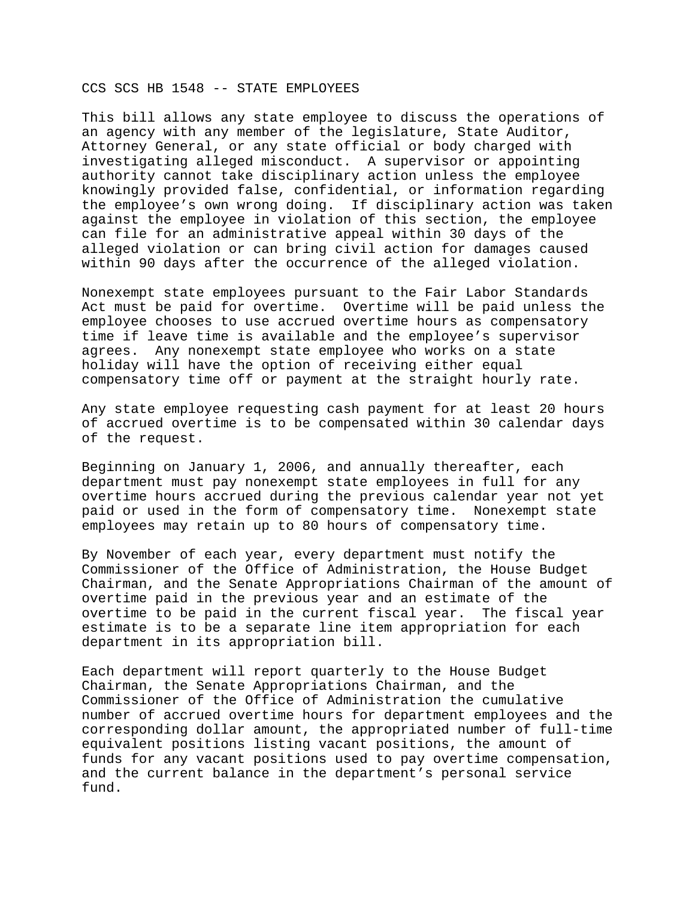CCS SCS HB 1548 -- STATE EMPLOYEES

This bill allows any state employee to discuss the operations of an agency with any member of the legislature, State Auditor, Attorney General, or any state official or body charged with investigating alleged misconduct. A supervisor or appointing authority cannot take disciplinary action unless the employee knowingly provided false, confidential, or information regarding the employee's own wrong doing. If disciplinary action was taken against the employee in violation of this section, the employee can file for an administrative appeal within 30 days of the alleged violation or can bring civil action for damages caused within 90 days after the occurrence of the alleged violation.

Nonexempt state employees pursuant to the Fair Labor Standards Act must be paid for overtime. Overtime will be paid unless the employee chooses to use accrued overtime hours as compensatory time if leave time is available and the employee's supervisor agrees. Any nonexempt state employee who works on a state holiday will have the option of receiving either equal compensatory time off or payment at the straight hourly rate.

Any state employee requesting cash payment for at least 20 hours of accrued overtime is to be compensated within 30 calendar days of the request.

Beginning on January 1, 2006, and annually thereafter, each department must pay nonexempt state employees in full for any overtime hours accrued during the previous calendar year not yet paid or used in the form of compensatory time. Nonexempt state employees may retain up to 80 hours of compensatory time.

By November of each year, every department must notify the Commissioner of the Office of Administration, the House Budget Chairman, and the Senate Appropriations Chairman of the amount of overtime paid in the previous year and an estimate of the overtime to be paid in the current fiscal year. The fiscal year estimate is to be a separate line item appropriation for each department in its appropriation bill.

Each department will report quarterly to the House Budget Chairman, the Senate Appropriations Chairman, and the Commissioner of the Office of Administration the cumulative number of accrued overtime hours for department employees and the corresponding dollar amount, the appropriated number of full-time equivalent positions listing vacant positions, the amount of funds for any vacant positions used to pay overtime compensation, and the current balance in the department's personal service fund.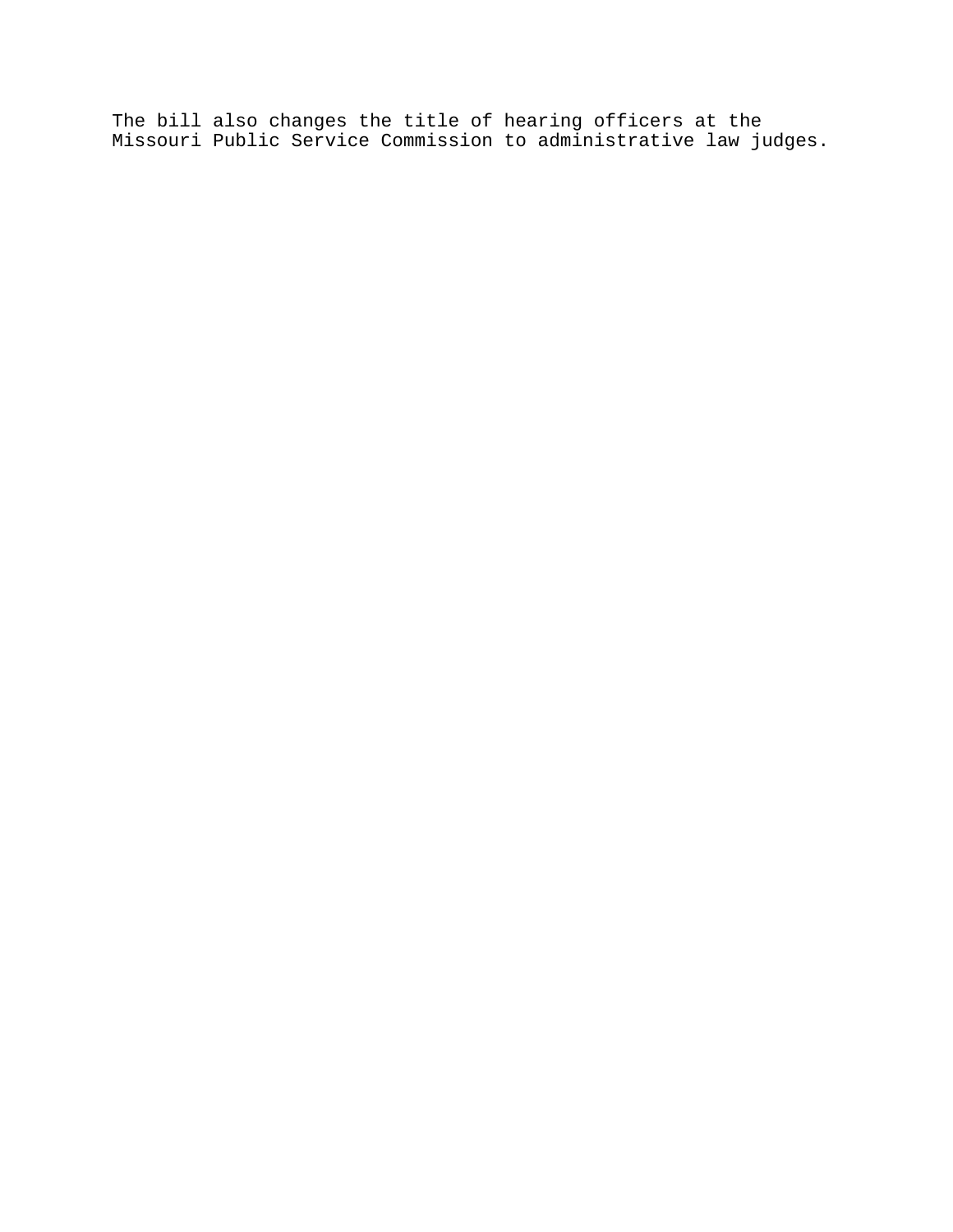The bill also changes the title of hearing officers at the Missouri Public Service Commission to administrative law judges.